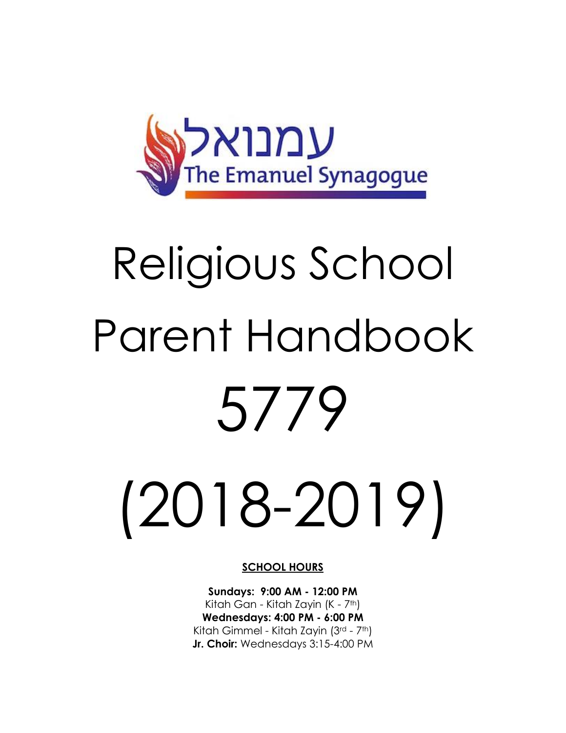עמנואל
The Emanuel Synagogue

# Religious School Parent Handbook 5779 (2018-2019)

**SCHOOL HOURS**

**Sundays: 9:00 AM - 12:00 PM**
Kitah Gan - Kitah Zayin (K - 7th)
**Wednesdays: 4:00 PM - 6:00 PM**
Kitah Gimmel - Kitah Zayin (3rd - 7th)
**Jr. Choir:** Wednesdays 3:15-4:00 PM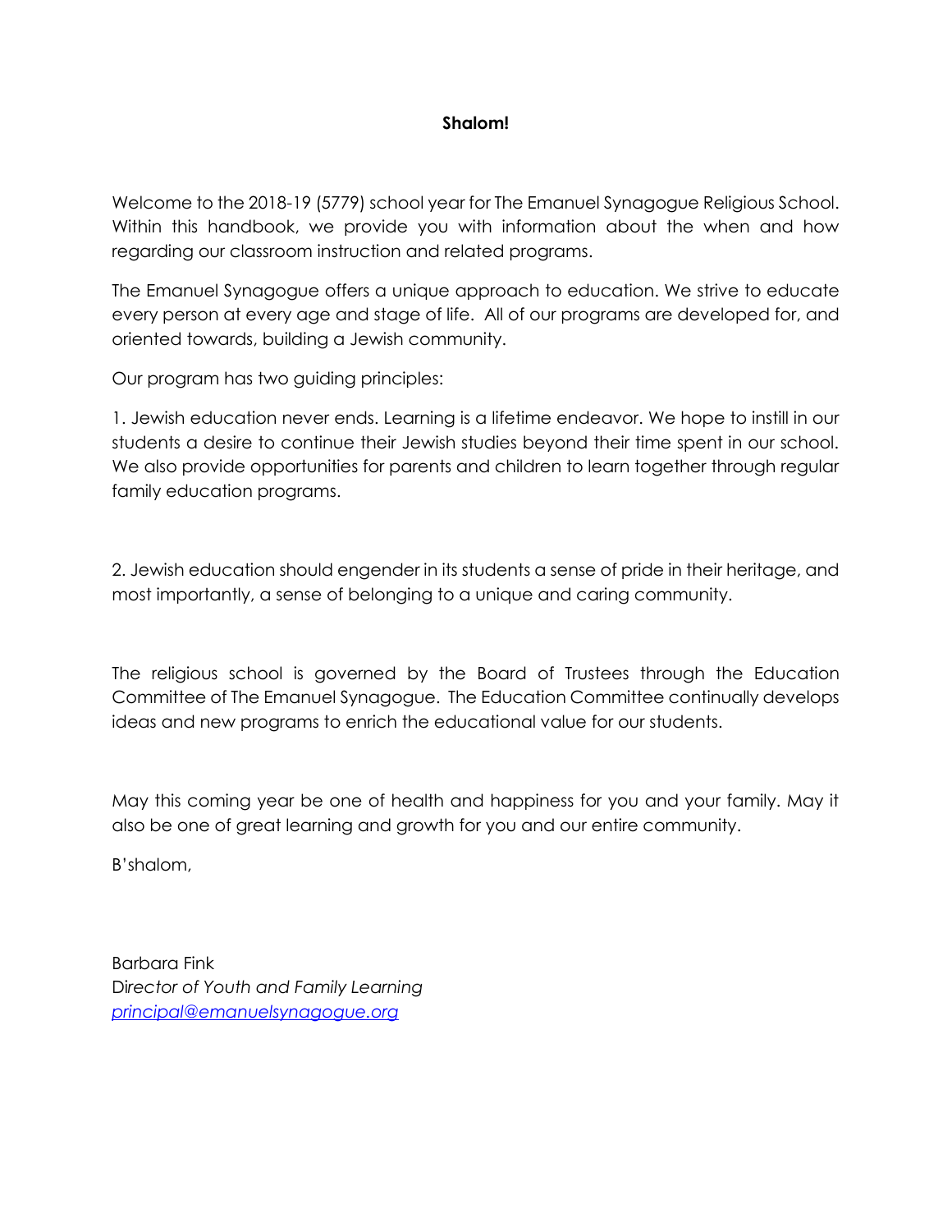**Shalom!**

Welcome to the 2018-19 (5779) school year for The Emanuel Synagogue Religious School. Within this handbook, we provide you with information about the when and how regarding our classroom instruction and related programs.

The Emanuel Synagogue offers a unique approach to education. We strive to educate every person at every age and stage of life. All of our programs are developed for, and oriented towards, building a Jewish community.

Our program has two guiding principles:

1. Jewish education never ends. Learning is a lifetime endeavor. We hope to instill in our students a desire to continue their Jewish studies beyond their time spent in our school. We also provide opportunities for parents and children to learn together through regular family education programs.

2. Jewish education should engender in its students a sense of pride in their heritage, and most importantly, a sense of belonging to a unique and caring community.

The religious school is governed by the Board of Trustees through the Education Committee of The Emanuel Synagogue. The Education Committee continually develops ideas and new programs to enrich the educational value for our students.

May this coming year be one of health and happiness for you and your family. May it also be one of great learning and growth for you and our entire community.

B'shalom,

Barbara Fink
*Director of Youth and Family Learning*
*principal@emanuelsynagogue.org*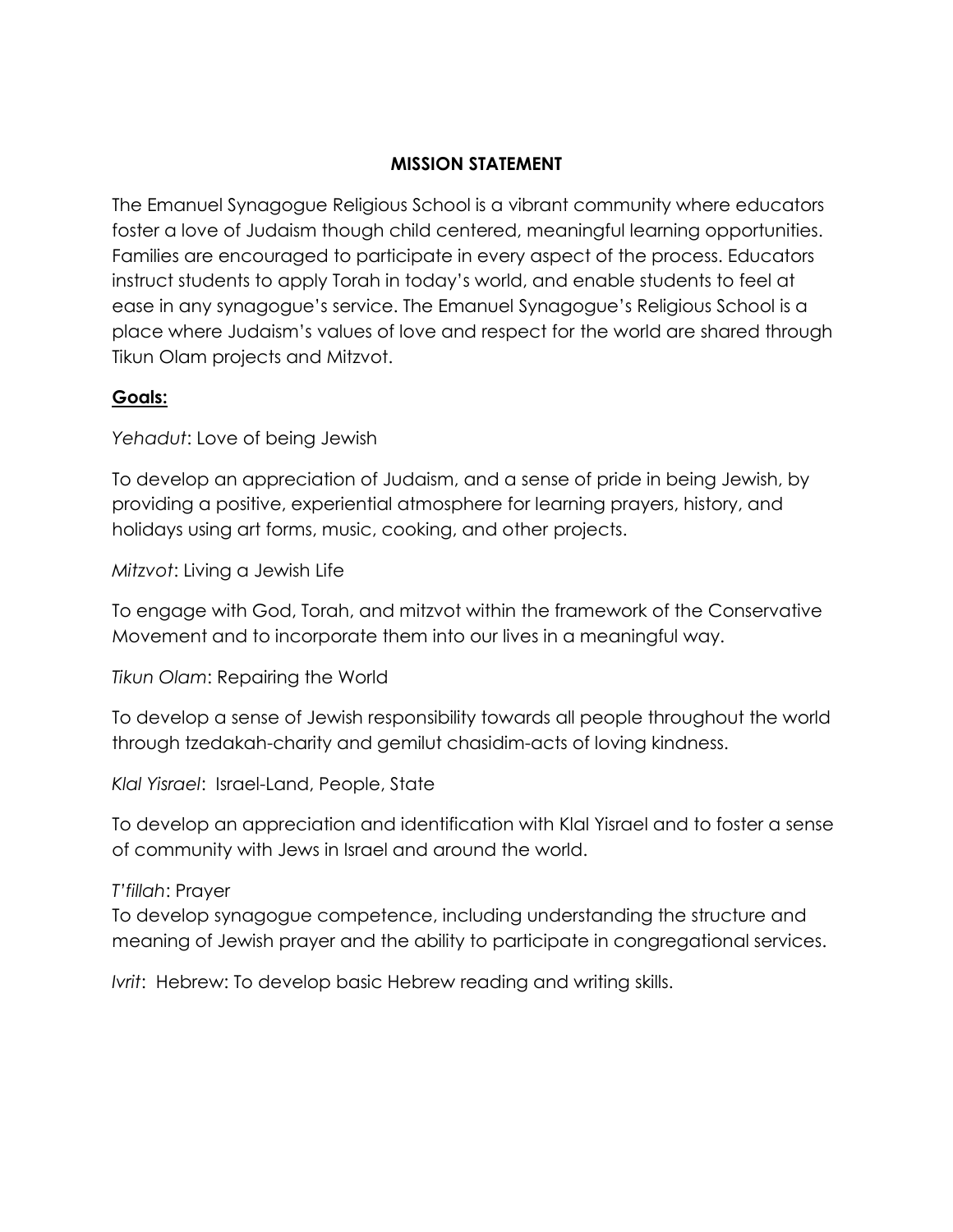## MISSION STATEMENT

The Emanuel Synagogue Religious School is a vibrant community where educators foster a love of Judaism though child centered, meaningful learning opportunities. Families are encouraged to participate in every aspect of the process. Educators instruct students to apply Torah in today's world, and enable students to feel at ease in any synagogue's service. The Emanuel Synagogue's Religious School is a place where Judaism's values of love and respect for the world are shared through Tikun Olam projects and Mitzvot.

**Goals:**

*Yehadut*: Love of being Jewish

To develop an appreciation of Judaism, and a sense of pride in being Jewish, by providing a positive, experiential atmosphere for learning prayers, history, and holidays using art forms, music, cooking, and other projects.

*Mitzvot*: Living a Jewish Life

To engage with God, Torah, and mitzvot within the framework of the Conservative Movement and to incorporate them into our lives in a meaningful way.

*Tikun Olam*: Repairing the World

To develop a sense of Jewish responsibility towards all people throughout the world through tzedakah-charity and gemilut chasidim-acts of loving kindness.

*Klal Yisrael*: Israel-Land, People, State

To develop an appreciation and identification with Klal Yisrael and to foster a sense of community with Jews in Israel and around the world.

*T'fillah*: Prayer
To develop synagogue competence, including understanding the structure and meaning of Jewish prayer and the ability to participate in congregational services.

*Ivrit*: Hebrew: To develop basic Hebrew reading and writing skills.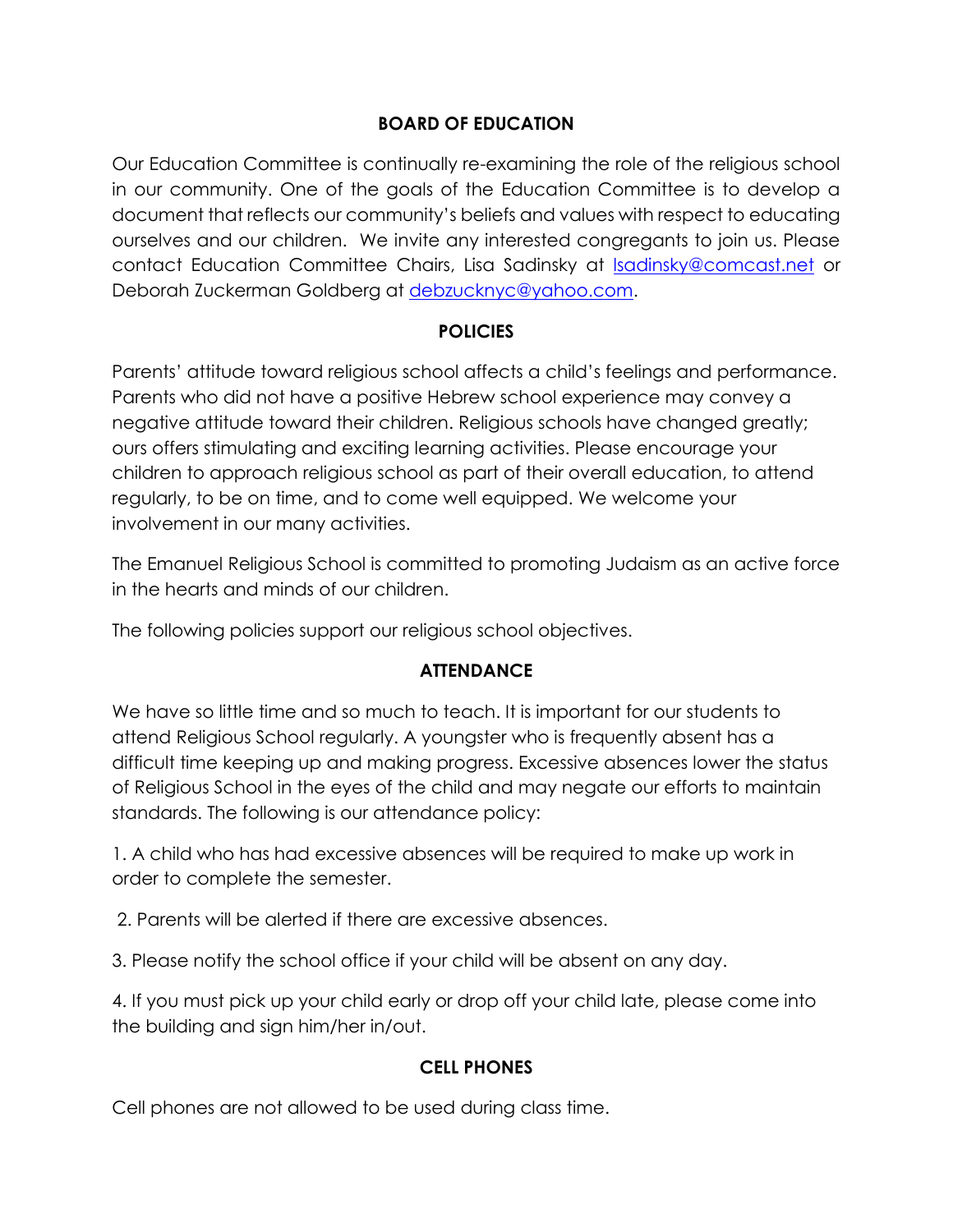## BOARD OF EDUCATION

Our Education Committee is continually re-examining the role of the religious school in our community. One of the goals of the Education Committee is to develop a document that reflects our community's beliefs and values with respect to educating ourselves and our children. We invite any interested congregants to join us. Please contact Education Committee Chairs, Lisa Sadinsky at [lsadinsky@comcast.net](mailto:lsadinsky@comcast.net) or Deborah Zuckerman Goldberg at [debzucknyc@yahoo.com](mailto:debzucknyc@yahoo.com).

## POLICIES

Parents' attitude toward religious school affects a child's feelings and performance. Parents who did not have a positive Hebrew school experience may convey a negative attitude toward their children. Religious schools have changed greatly; ours offers stimulating and exciting learning activities. Please encourage your children to approach religious school as part of their overall education, to attend regularly, to be on time, and to come well equipped. We welcome your involvement in our many activities.

The Emanuel Religious School is committed to promoting Judaism as an active force in the hearts and minds of our children.

The following policies support our religious school objectives.

## ATTENDANCE

We have so little time and so much to teach. It is important for our students to attend Religious School regularly. A youngster who is frequently absent has a difficult time keeping up and making progress. Excessive absences lower the status of Religious School in the eyes of the child and may negate our efforts to maintain standards. The following is our attendance policy:

1. A child who has had excessive absences will be required to make up work in order to complete the semester.

2. Parents will be alerted if there are excessive absences.

3. Please notify the school office if your child will be absent on any day.

4. If you must pick up your child early or drop off your child late, please come into the building and sign him/her in/out.

## CELL PHONES

Cell phones are not allowed to be used during class time.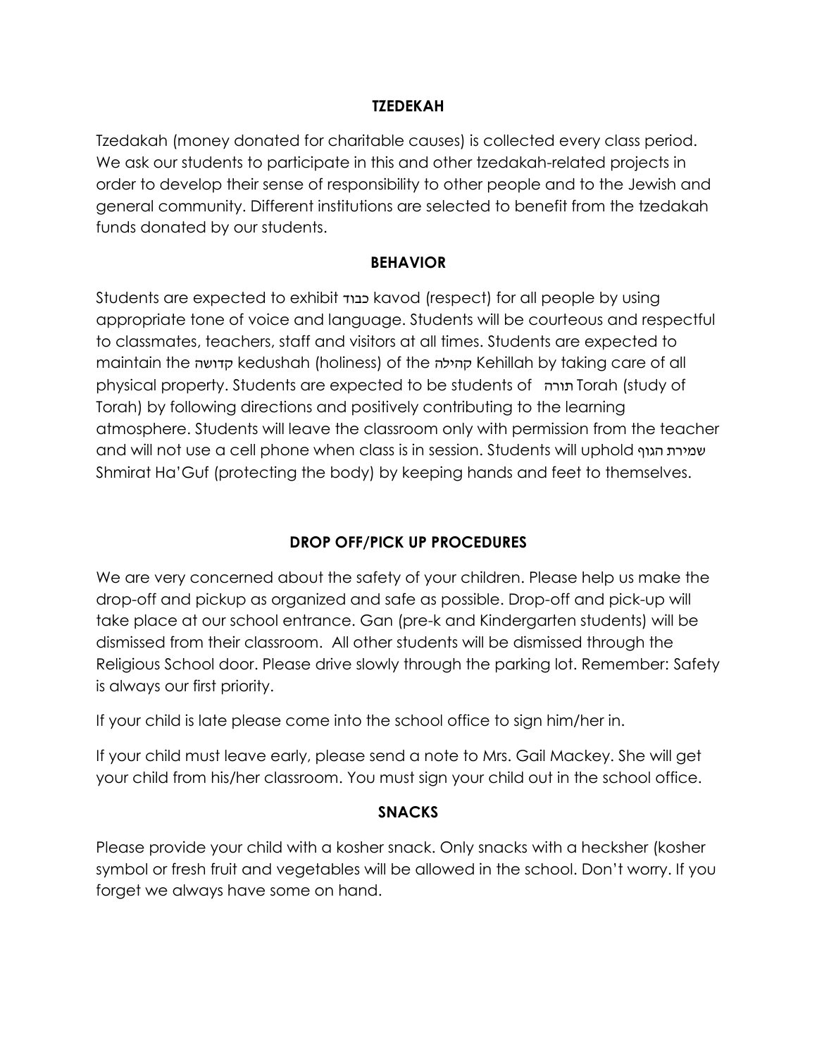## TZEDEKAH

Tzedakah (money donated for charitable causes) is collected every class period. We ask our students to participate in this and other tzedakah-related projects in order to develop their sense of responsibility to other people and to the Jewish and general community. Different institutions are selected to benefit from the tzedakah funds donated by our students.

## BEHAVIOR

Students are expected to exhibit כבוד kavod (respect) for all people by using appropriate tone of voice and language. Students will be courteous and respectful to classmates, teachers, staff and visitors at all times. Students are expected to maintain the קדושה kedushah (holiness) of the קהילה Kehillah by taking care of all physical property. Students are expected to be students of תורה Torah (study of Torah) by following directions and positively contributing to the learning atmosphere. Students will leave the classroom only with permission from the teacher and will not use a cell phone when class is in session. Students will uphold שמירת הגוף Shmirat Ha'Guf (protecting the body) by keeping hands and feet to themselves.

## DROP OFF/PICK UP PROCEDURES

We are very concerned about the safety of your children. Please help us make the drop-off and pickup as organized and safe as possible. Drop-off and pick-up will take place at our school entrance. Gan (pre-k and Kindergarten students) will be dismissed from their classroom. All other students will be dismissed through the Religious School door. Please drive slowly through the parking lot. Remember: Safety is always our first priority.

If your child is late please come into the school office to sign him/her in.

If your child must leave early, please send a note to Mrs. Gail Mackey. She will get your child from his/her classroom. You must sign your child out in the school office.

## SNACKS

Please provide your child with a kosher snack. Only snacks with a hecksher (kosher symbol or fresh fruit and vegetables will be allowed in the school. Don't worry. If you forget we always have some on hand.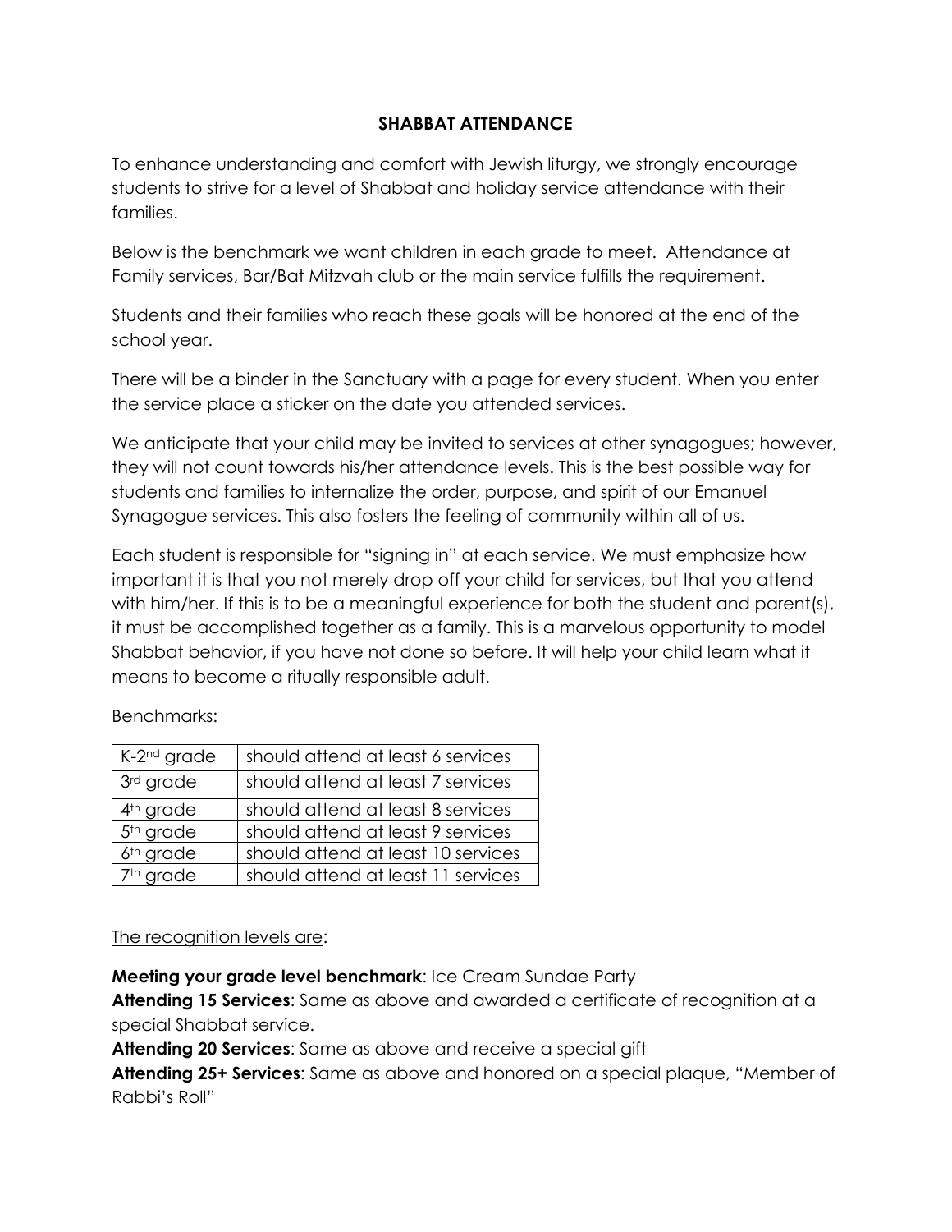## SHABBAT ATTENDANCE

To enhance understanding and comfort with Jewish liturgy, we strongly encourage students to strive for a level of Shabbat and holiday service attendance with their families.

Below is the benchmark we want children in each grade to meet. Attendance at Family services, Bar/Bat Mitzvah club or the main service fulfills the requirement.

Students and their families who reach these goals will be honored at the end of the school year.

There will be a binder in the Sanctuary with a page for every student. When you enter the service place a sticker on the date you attended services.

We anticipate that your child may be invited to services at other synagogues; however, they will not count towards his/her attendance levels. This is the best possible way for students and families to internalize the order, purpose, and spirit of our Emanuel Synagogue services. This also fosters the feeling of community within all of us.

Each student is responsible for "signing in" at each service. We must emphasize how important it is that you not merely drop off your child for services, but that you attend with him/her. If this is to be a meaningful experience for both the student and parent(s), it must be accomplished together as a family. This is a marvelous opportunity to model Shabbat behavior, if you have not done so before. It will help your child learn what it means to become a ritually responsible adult.

Benchmarks:

| Grade | Benchmark |
|---|---|
| K-2nd grade | should attend at least 6 services |
| 3rd grade | should attend at least 7 services |
| 4th grade | should attend at least 8 services |
| 5th grade | should attend at least 9 services |
| 6th grade | should attend at least 10 services |
| 7th grade | should attend at least 11 services |

The recognition levels are:

**Meeting your grade level benchmark**: Ice Cream Sundae Party
**Attending 15 Services**: Same as above and awarded a certificate of recognition at a special Shabbat service.
**Attending 20 Services**: Same as above and receive a special gift
**Attending 25+ Services**: Same as above and honored on a special plaque, "Member of Rabbi's Roll"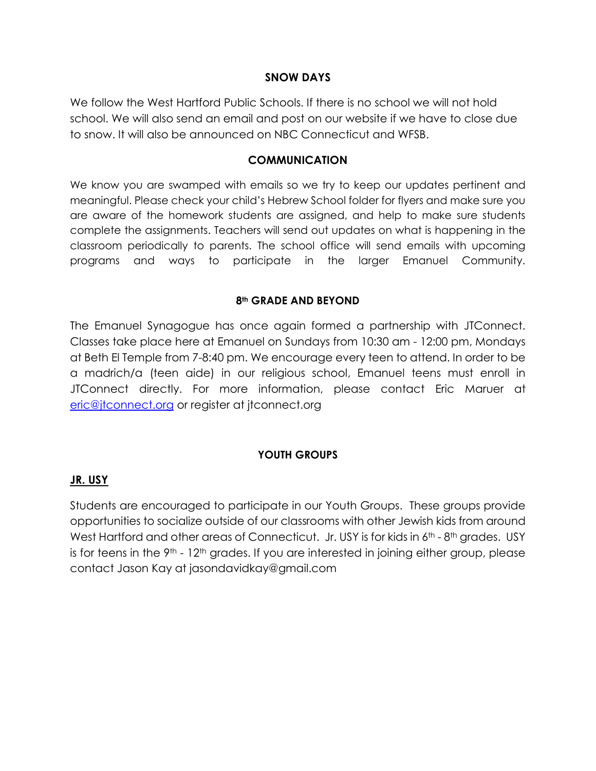## SNOW DAYS

We follow the West Hartford Public Schools. If there is no school we will not hold school. We will also send an email and post on our website if we have to close due to snow. It will also be announced on NBC Connecticut and WFSB.

## COMMUNICATION

We know you are swamped with emails so we try to keep our updates pertinent and meaningful. Please check your child's Hebrew School folder for flyers and make sure you are aware of the homework students are assigned, and help to make sure students complete the assignments. Teachers will send out updates on what is happening in the classroom periodically to parents. The school office will send emails with upcoming programs and ways to participate in the larger Emanuel Community.

## 8th GRADE AND BEYOND

The Emanuel Synagogue has once again formed a partnership with JTConnect. Classes take place here at Emanuel on Sundays from 10:30 am - 12:00 pm, Mondays at Beth El Temple from 7-8:40 pm. We encourage every teen to attend. In order to be a madrich/a (teen aide) in our religious school, Emanuel teens must enroll in JTConnect directly. For more information, please contact Eric Maruer at eric@jtconnect.org or register at jtconnect.org

## YOUTH GROUPS

### JR. USY

Students are encouraged to participate in our Youth Groups. These groups provide opportunities to socialize outside of our classrooms with other Jewish kids from around West Hartford and other areas of Connecticut. Jr. USY is for kids in 6th - 8th grades. USY is for teens in the 9th - 12th grades. If you are interested in joining either group, please contact Jason Kay at jasondavidkay@gmail.com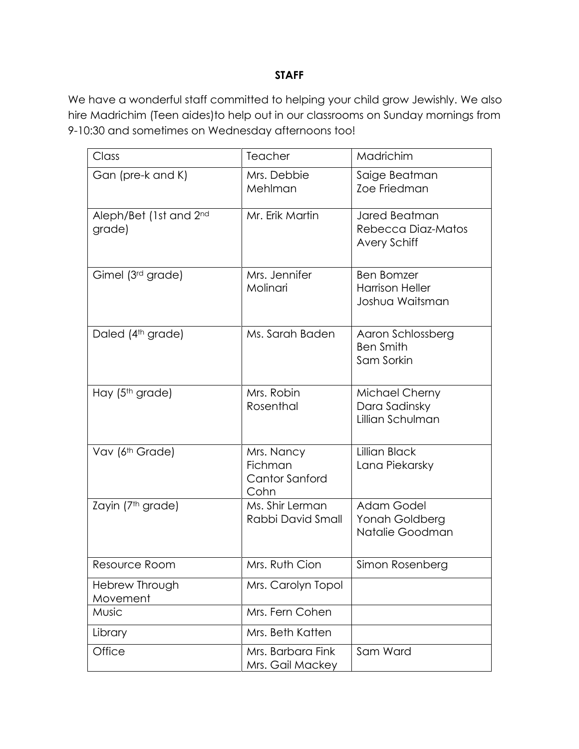**STAFF**

We have a wonderful staff committed to helping your child grow Jewishly. We also hire Madrichim (Teen aides)to help out in our classrooms on Sunday mornings from 9-10:30 and sometimes on Wednesday afternoons too!

| Class | Teacher | Madrichim |
|---|---|---|
| Gan (pre-k and K) | Mrs. Debbie Mehlman | Saige Beatman<br>Zoe Friedman |
| Aleph/Bet (1st and 2nd grade) | Mr. Erik Martin | Jared Beatman<br>Rebecca Diaz-Matos<br>Avery Schiff |
| Gimel (3rd grade) | Mrs. Jennifer Molinari | Ben Bomzer<br>Harrison Heller<br>Joshua Waitsman |
| Daled (4th grade) | Ms. Sarah Baden | Aaron Schlossberg<br>Ben Smith<br>Sam Sorkin |
| Hay (5th grade) | Mrs. Robin Rosenthal | Michael Cherny<br>Dara Sadinsky<br>Lillian Schulman |
| Vav (6th Grade) | Mrs. Nancy Fichman<br>Cantor Sanford Cohn | Lillian Black<br>Lana Piekarsky |
| Zayin (7th grade) | Ms. Shir Lerman<br>Rabbi David Small | Adam Godel<br>Yonah Goldberg<br>Natalie Goodman |
| Resource Room | Mrs. Ruth Cion | Simon Rosenberg |
| Hebrew Through Movement | Mrs. Carolyn Topol | |
| Music | Mrs. Fern Cohen | |
| Library | Mrs. Beth Katten | |
| Office | Mrs. Barbara Fink<br>Mrs. Gail Mackey | Sam Ward |